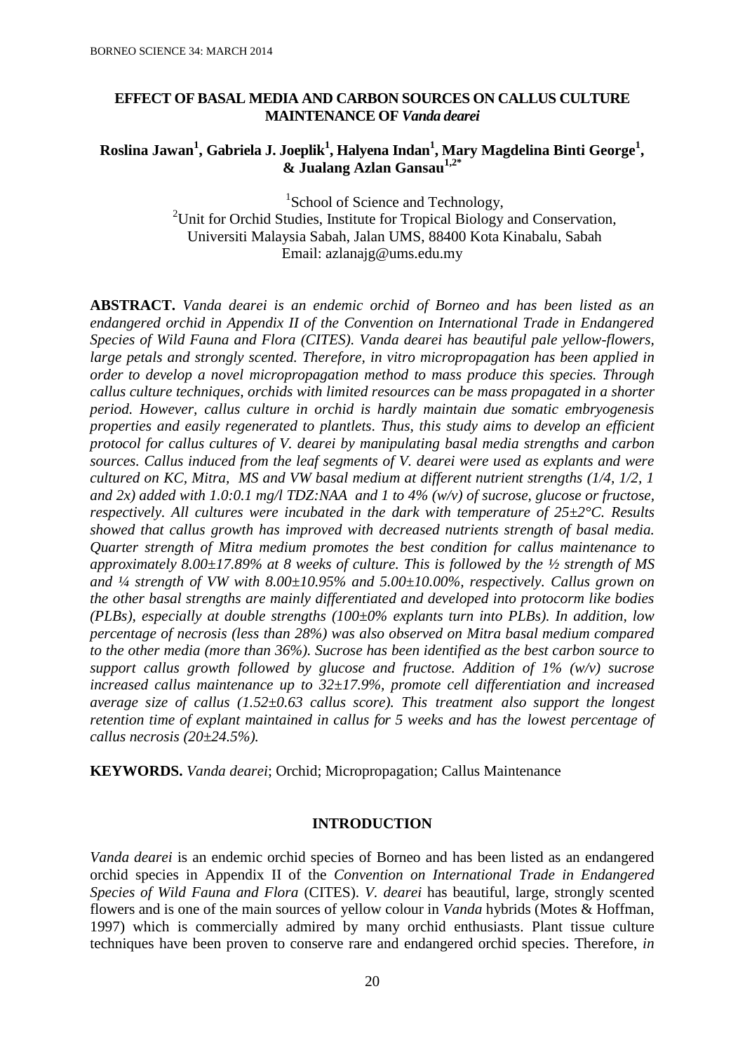## EFFECT OF BASAL MEDIA AND CARBON SOURCES ON CALLUS CULTURE MAINTENANCE OF *Vanda dearei*

**Roslina Jawan[1], Gabriela J. Joeplik[1], Halyena Indan[1], Mary Magdelina Binti George[1], & Jualang Azlan Gansau[1,2*]**

[1]School of Science and Technology,
[2]Unit for Orchid Studies, Institute for Tropical Biology and Conservation,
Universiti Malaysia Sabah, Jalan UMS, 88400 Kota Kinabalu, Sabah
Email: azlanajg@ums.edu.my

**ABSTRACT.** *Vanda dearei is an endemic orchid of Borneo and has been listed as an endangered orchid in Appendix II of the Convention on International Trade in Endangered Species of Wild Fauna and Flora (CITES). Vanda dearei has beautiful pale yellow-flowers, large petals and strongly scented. Therefore, in vitro micropropagation has been applied in order to develop a novel micropropagation method to mass produce this species. Through callus culture techniques, orchids with limited resources can be mass propagated in a shorter period. However, callus culture in orchid is hardly maintain due somatic embryogenesis properties and easily regenerated to plantlets. Thus, this study aims to develop an efficient protocol for callus cultures of V. dearei by manipulating basal media strengths and carbon sources. Callus induced from the leaf segments of V. dearei were used as explants and were cultured on KC, Mitra, MS and VW basal medium at different nutrient strengths (1/4, 1/2, 1 and 2x) added with 1.0:0.1 mg/l TDZ:NAA and 1 to 4% (w/v) of sucrose, glucose or fructose, respectively. All cultures were incubated in the dark with temperature of 25±2°C. Results showed that callus growth has improved with decreased nutrients strength of basal media. Quarter strength of Mitra medium promotes the best condition for callus maintenance to approximately 8.00±17.89% at 8 weeks of culture. This is followed by the ½ strength of MS and ¼ strength of VW with 8.00±10.95% and 5.00±10.00%, respectively. Callus grown on the other basal strengths are mainly differentiated and developed into protocorm like bodies (PLBs), especially at double strengths (100±0% explants turn into PLBs). In addition, low percentage of necrosis (less than 28%) was also observed on Mitra basal medium compared to the other media (more than 36%). Sucrose has been identified as the best carbon source to support callus growth followed by glucose and fructose. Addition of 1% (w/v) sucrose increased callus maintenance up to 32±17.9%, promote cell differentiation and increased average size of callus (1.52±0.63 callus score). This treatment also support the longest retention time of explant maintained in callus for 5 weeks and has the lowest percentage of callus necrosis (20±24.5%).*

**KEYWORDS.** *Vanda dearei*; Orchid; Micropropagation; Callus Maintenance

## INTRODUCTION

*Vanda dearei* is an endemic orchid species of Borneo and has been listed as an endangered orchid species in Appendix II of the *Convention on International Trade in Endangered Species of Wild Fauna and Flora* (CITES). *V. dearei* has beautiful, large, strongly scented flowers and is one of the main sources of yellow colour in *Vanda* hybrids (Motes & Hoffman, 1997) which is commercially admired by many orchid enthusiasts. Plant tissue culture techniques have been proven to conserve rare and endangered orchid species. Therefore, *in*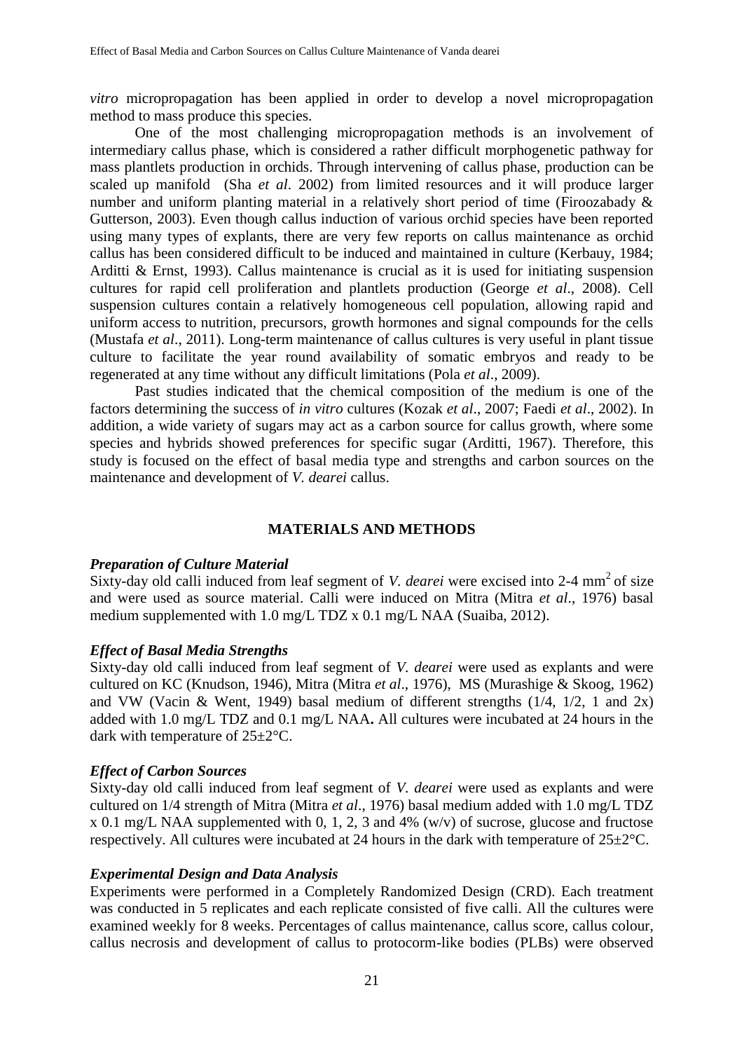*vitro* micropropagation has been applied in order to develop a novel micropropagation method to mass produce this species.

One of the most challenging micropropagation methods is an involvement of intermediary callus phase, which is considered a rather difficult morphogenetic pathway for mass plantlets production in orchids. Through intervening of callus phase, production can be scaled up manifold (Sha *et al*. 2002) from limited resources and it will produce larger number and uniform planting material in a relatively short period of time (Firoozabady & Gutterson, 2003). Even though callus induction of various orchid species have been reported using many types of explants, there are very few reports on callus maintenance as orchid callus has been considered difficult to be induced and maintained in culture (Kerbauy, 1984; Arditti & Ernst, 1993). Callus maintenance is crucial as it is used for initiating suspension cultures for rapid cell proliferation and plantlets production (George *et al*., 2008). Cell suspension cultures contain a relatively homogeneous cell population, allowing rapid and uniform access to nutrition, precursors, growth hormones and signal compounds for the cells (Mustafa *et al*., 2011). Long-term maintenance of callus cultures is very useful in plant tissue culture to facilitate the year round availability of somatic embryos and ready to be regenerated at any time without any difficult limitations (Pola *et al*., 2009).

Past studies indicated that the chemical composition of the medium is one of the factors determining the success of *in vitro* cultures (Kozak *et al*., 2007; Faedi *et al*., 2002). In addition, a wide variety of sugars may act as a carbon source for callus growth, where some species and hybrids showed preferences for specific sugar (Arditti, 1967). Therefore, this study is focused on the effect of basal media type and strengths and carbon sources on the maintenance and development of *V. dearei* callus.

## MATERIALS AND METHODS

### *Preparation of Culture Material*

Sixty-day old calli induced from leaf segment of *V. dearei* were excised into 2-4 $mm^2$ of size and were used as source material. Calli were induced on Mitra (Mitra *et al*., 1976) basal medium supplemented with 1.0 mg/L TDZ x 0.1 mg/L NAA (Suaiba, 2012).

### *Effect of Basal Media Strengths*

Sixty-day old calli induced from leaf segment of *V. dearei* were used as explants and were cultured on KC (Knudson, 1946), Mitra (Mitra *et al*., 1976), MS (Murashige & Skoog, 1962) and VW (Vacin & Went, 1949) basal medium of different strengths (1/4, 1/2, 1 and 2x) added with 1.0 mg/L TDZ and 0.1 mg/L NAA**.** All cultures were incubated at 24 hours in the dark with temperature of 25±2°C.

### *Effect of Carbon Sources*

Sixty-day old calli induced from leaf segment of *V. dearei* were used as explants and were cultured on 1/4 strength of Mitra (Mitra *et al*., 1976) basal medium added with 1.0 mg/L TDZ x 0.1 mg/L NAA supplemented with 0, 1, 2, 3 and 4% (w/v) of sucrose, glucose and fructose respectively. All cultures were incubated at 24 hours in the dark with temperature of 25±2°C.

### *Experimental Design and Data Analysis*

Experiments were performed in a Completely Randomized Design (CRD). Each treatment was conducted in 5 replicates and each replicate consisted of five calli. All the cultures were examined weekly for 8 weeks. Percentages of callus maintenance, callus score, callus colour, callus necrosis and development of callus to protocorm-like bodies (PLBs) were observed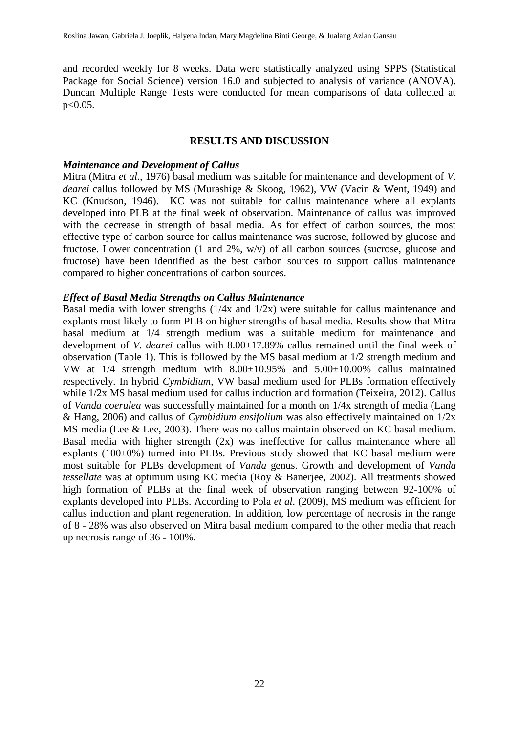and recorded weekly for 8 weeks. Data were statistically analyzed using SPPS (Statistical Package for Social Science) version 16.0 and subjected to analysis of variance (ANOVA). Duncan Multiple Range Tests were conducted for mean comparisons of data collected at $p<0.05$.

## RESULTS AND DISCUSSION

### *Maintenance and Development of Callus*

Mitra (Mitra *et al*., 1976) basal medium was suitable for maintenance and development of *V. dearei* callus followed by MS (Murashige & Skoog, 1962), VW (Vacin & Went, 1949) and KC (Knudson, 1946). KC was not suitable for callus maintenance where all explants developed into PLB at the final week of observation. Maintenance of callus was improved with the decrease in strength of basal media. As for effect of carbon sources, the most effective type of carbon source for callus maintenance was sucrose, followed by glucose and fructose. Lower concentration (1 and 2%, w/v) of all carbon sources (sucrose, glucose and fructose) have been identified as the best carbon sources to support callus maintenance compared to higher concentrations of carbon sources.

### *Effect of Basal Media Strengths on Callus Maintenance*

Basal media with lower strengths (1/4x and 1/2x) were suitable for callus maintenance and explants most likely to form PLB on higher strengths of basal media. Results show that Mitra basal medium at 1/4 strength medium was a suitable medium for maintenance and development of *V. dearei* callus with 8.00±17.89% callus remained until the final week of observation (Table 1). This is followed by the MS basal medium at 1/2 strength medium and VW at 1/4 strength medium with 8.00±10.95% and 5.00±10.00% callus maintained respectively. In hybrid *Cymbidium*, VW basal medium used for PLBs formation effectively while 1/2x MS basal medium used for callus induction and formation (Teixeira, 2012). Callus of *Vanda coerulea* was successfully maintained for a month on 1/4x strength of media (Lang & Hang, 2006) and callus of *Cymbidium ensifolium* was also effectively maintained on 1/2x MS media (Lee & Lee, 2003). There was no callus maintain observed on KC basal medium. Basal media with higher strength (2x) was ineffective for callus maintenance where all explants (100±0%) turned into PLBs. Previous study showed that KC basal medium were most suitable for PLBs development of *Vanda* genus. Growth and development of *Vanda tessellate* was at optimum using KC media (Roy & Banerjee, 2002). All treatments showed high formation of PLBs at the final week of observation ranging between 92-100% of explants developed into PLBs. According to Pola *et al*. (2009), MS medium was efficient for callus induction and plant regeneration. In addition, low percentage of necrosis in the range of 8 - 28% was also observed on Mitra basal medium compared to the other media that reach up necrosis range of 36 - 100%.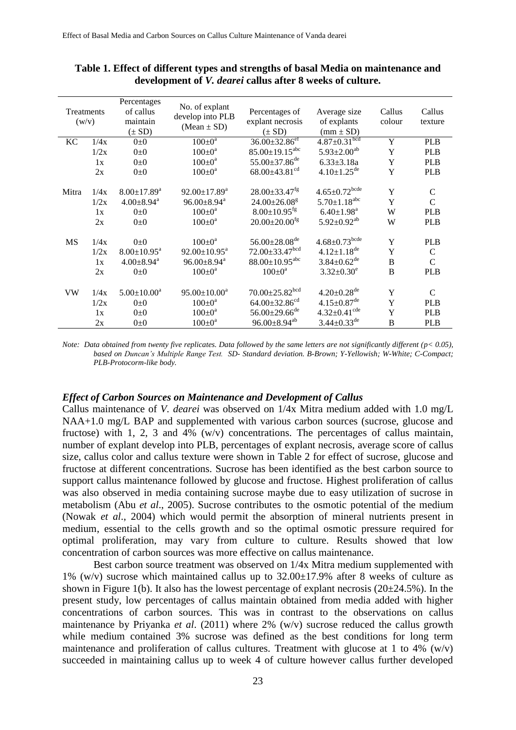**Table 1. Effect of different types and strengths of basal Media on maintenance and development of *V. dearei* callus after 8 weeks of culture.**

| Treatments (w/v) | | Percentages of callus maintain (± SD) | No. of explant develop into PLB (Mean ± SD) | Percentages of explant necrosis (± SD) | Average size of explants (mm ± SD) | Callus colour | Callus texture |
|---|---|---|---|---|---|---|---|
| KC | 1/4x | 0±0 | 100±0$^{a}$ | 36.00±32.86$^{ef}$ | 4.87±0.31$^{bcd}$ | Y | PLB |
| | 1/2x | 0±0 | 100±0$^{a}$ | 85.00±19.15$^{abc}$ | 5.93±2.00$^{ab}$ | Y | PLB |
| | 1x | 0±0 | 100±0$^{a}$ | 55.00±37.86$^{de}$ | 6.33±3.18a | Y | PLB |
| | 2x | 0±0 | 100±0$^{a}$ | 68.00±43.81$^{cd}$ | 4.10±1.25$^{de}$ | Y | PLB |
| Mitra | 1/4x | 8.00±17.89$^{a}$ | 92.00±17.89$^{a}$ | 28.00±33.47$^{fg}$ | 4.65±0.72$^{bcde}$ | Y | C |
| | 1/2x | 4.00±8.94$^{a}$ | 96.00±8.94$^{a}$ | 24.00±26.08$^{g}$ | 5.70±1.18$^{abc}$ | Y | C |
| | 1x | 0±0 | 100±0$^{a}$ | 8.00±10.95$^{fg}$ | 6.40±1.98$^{a}$ | W | PLB |
| | 2x | 0±0 | 100±0$^{a}$ | 20.00±20.00$^{fg}$ | 5.92±0.92$^{ab}$ | W | PLB |
| MS | 1/4x | 0±0 | 100±0$^{a}$ | 56.00±28.08$^{de}$ | 4.68±0.73$^{bcde}$ | Y | PLB |
| | 1/2x | 8.00±10.95$^{a}$ | 92.00±10.95$^{a}$ | 72.00±33.47$^{bcd}$ | 4.12±1.18$^{de}$ | Y | C |
| | 1x | 4.00±8.94$^{a}$ | 96.00±8.94$^{a}$ | 88.00±10.95$^{abc}$ | 3.84±0.62$^{de}$ | B | C |
| | 2x | 0±0 | 100±0$^{a}$ | 100±0$^{a}$ | 3.32±0.30$^{e}$ | B | PLB |
| VW | 1/4x | 5.00±10.00$^{a}$ | 95.00±10.00$^{a}$ | 70.00±25.82$^{bcd}$ | 4.20±0.28$^{de}$ | Y | C |
| | 1/2x | 0±0 | 100±0$^{a}$ | 64.00±32.86$^{cd}$ | 4.15±0.87$^{de}$ | Y | PLB |
| | 1x | 0±0 | 100±0$^{a}$ | 56.00±29.66$^{de}$ | 4.32±0.41$^{cde}$ | Y | PLB |
| | 2x | 0±0 | 100±0$^{a}$ | 96.00±8.94$^{ab}$ | 3.44±0.33$^{de}$ | B | PLB |

*Note: Data obtained from twenty five replicates. Data followed by the same letters are not significantly different ($p < 0.05$), based on Duncan's Multiple Range Test. SD- Standard deviation. B-Brown; Y-Yellowish; W-White; C-Compact; PLB-Protocorm-like body.*

### *Effect of Carbon Sources on Maintenance and Development of Callus*

Callus maintenance of *V. dearei* was observed on 1/4x Mitra medium added with 1.0 mg/L NAA+1.0 mg/L BAP and supplemented with various carbon sources (sucrose, glucose and fructose) with 1, 2, 3 and 4% (w/v) concentrations. The percentages of callus maintain, number of explant develop into PLB, percentages of explant necrosis, average score of callus size, callus color and callus texture were shown in Table 2 for effect of sucrose, glucose and fructose at different concentrations. Sucrose has been identified as the best carbon source to support callus maintenance followed by glucose and fructose. Highest proliferation of callus was also observed in media containing sucrose maybe due to easy utilization of sucrose in metabolism (Abu *et al*., 2005). Sucrose contributes to the osmotic potential of the medium (Nowak *et al*., 2004) which would permit the absorption of mineral nutrients present in medium, essential to the cells growth and so the optimal osmotic pressure required for optimal proliferation, may vary from culture to culture. Results showed that low concentration of carbon sources was more effective on callus maintenance.

Best carbon source treatment was observed on 1/4x Mitra medium supplemented with 1% (w/v) sucrose which maintained callus up to 32.00±17.9% after 8 weeks of culture as shown in Figure 1(b). It also has the lowest percentage of explant necrosis (20±24.5%). In the present study, low percentages of callus maintain obtained from media added with higher concentrations of carbon sources. This was in contrast to the observations on callus maintenance by Priyanka *et al*. (2011) where 2% (w/v) sucrose reduced the callus growth while medium contained 3% sucrose was defined as the best conditions for long term maintenance and proliferation of callus cultures. Treatment with glucose at 1 to 4% (w/v) succeeded in maintaining callus up to week 4 of culture however callus further developed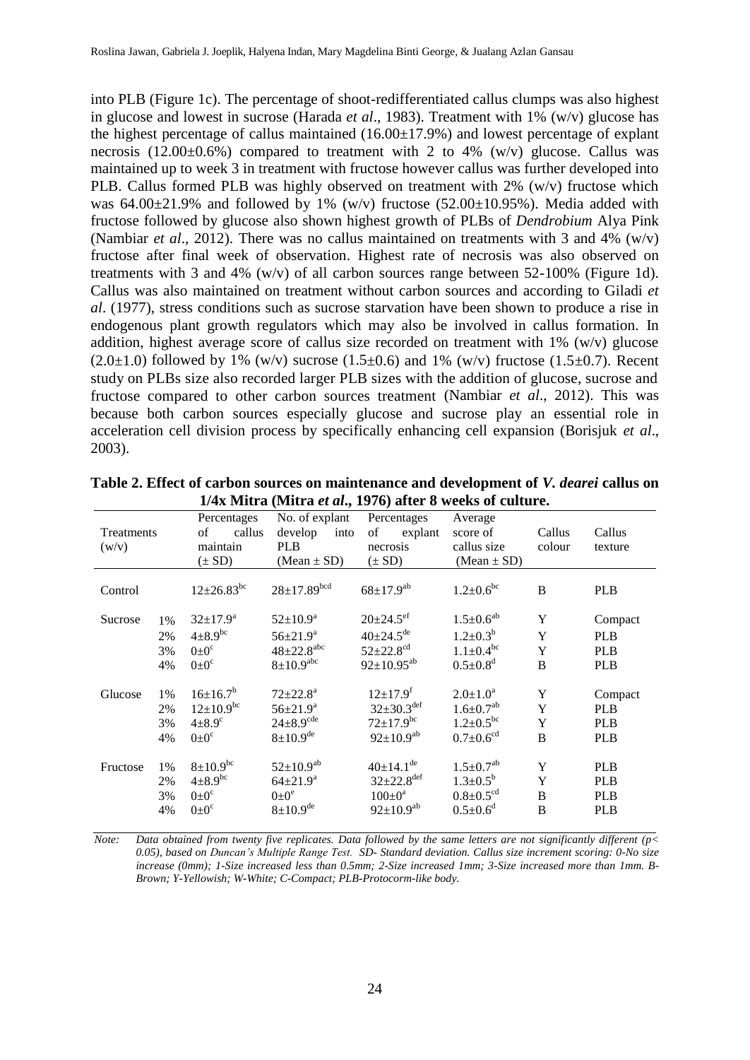into PLB (Figure 1c). The percentage of shoot-redifferentiated callus clumps was also highest in glucose and lowest in sucrose (Harada *et al*., 1983). Treatment with 1% (w/v) glucose has the highest percentage of callus maintained (16.00±17.9%) and lowest percentage of explant necrosis (12.00±0.6%) compared to treatment with 2 to 4% (w/v) glucose. Callus was maintained up to week 3 in treatment with fructose however callus was further developed into PLB. Callus formed PLB was highly observed on treatment with 2% (w/v) fructose which was 64.00±21.9% and followed by 1% (w/v) fructose (52.00±10.95%). Media added with fructose followed by glucose also shown highest growth of PLBs of *Dendrobium* Alya Pink (Nambiar *et al*., 2012). There was no callus maintained on treatments with 3 and 4% (w/v) fructose after final week of observation. Highest rate of necrosis was also observed on treatments with 3 and 4% (w/v) of all carbon sources range between 52-100% (Figure 1d). Callus was also maintained on treatment without carbon sources and according to Giladi *et al*. (1977), stress conditions such as sucrose starvation have been shown to produce a rise in endogenous plant growth regulators which may also be involved in callus formation. In addition, highest average score of callus size recorded on treatment with 1% (w/v) glucose (2.0±1.0) followed by 1% (w/v) sucrose (1.5±0.6) and 1% (w/v) fructose (1.5±0.7). Recent study on PLBs size also recorded larger PLB sizes with the addition of glucose, sucrose and fructose compared to other carbon sources treatment (Nambiar *et al*., 2012). This was because both carbon sources especially glucose and sucrose play an essential role in acceleration cell division process by specifically enhancing cell expansion (Borisjuk *et al*., 2003).

**Table 2. Effect of carbon sources on maintenance and development of *V. dearei* callus on 1/4x Mitra (Mitra *et al*., 1976) after 8 weeks of culture.**

| Treatments (w/v) | | Percentages of callus maintain (± SD) | No. of explant develop into PLB (Mean ± SD) | Percentages of explant necrosis (± SD) | Average score of callus size (Mean ± SD) | Callus colour | Callus texture |
|---|---|---|---|---|---|---|---|
| Control | | $12±26.83^{bc}$ | $28±17.89^{bcd}$ | $68±17.9^{ab}$ | $1.2±0.6^{bc}$ | B | PLB |
| Sucrose | 1% | $32±17.9^{a}$ | $52±10.9^{a}$ | $20±24.5^{ef}$ | $1.5±0.6^{ab}$ | Y | Compact |
| | 2% | $4±8.9^{bc}$ | $56±21.9^{a}$ | $40±24.5^{de}$ | $1.2±0.3^{b}$ | Y | PLB |
| | 3% | $0±0^{c}$ | $48±22.8^{abc}$ | $52±22.8^{cd}$ | $1.1±0.4^{bc}$ | Y | PLB |
| | 4% | $0±0^{c}$ | $8±10.9^{abc}$ | $92±10.95^{ab}$ | $0.5±0.8^{d}$ | B | PLB |
| Glucose | 1% | $16±16.7^{b}$ | $72±22.8^{a}$ | $12±17.9^{f}$ | $2.0±1.0^{a}$ | Y | Compact |
| | 2% | $12±10.9^{bc}$ | $56±21.9^{a}$ | $32±30.3^{def}$ | $1.6±0.7^{ab}$ | Y | PLB |
| | 3% | $4±8.9^{c}$ | $24±8.9^{cde}$ | $72±17.9^{bc}$ | $1.2±0.5^{bc}$ | Y | PLB |
| | 4% | $0±0^{c}$ | $8±10.9^{de}$ | $92±10.9^{ab}$ | $0.7±0.6^{cd}$ | B | PLB |
| Fructose | 1% | $8±10.9^{bc}$ | $52±10.9^{ab}$ | $40±14.1^{de}$ | $1.5±0.7^{ab}$ | Y | PLB |
| | 2% | $4±8.9^{bc}$ | $64±21.9^{a}$ | $32±22.8^{def}$ | $1.3±0.5^{b}$ | Y | PLB |
| | 3% | $0±0^{c}$ | $0±0^{e}$ | $100±0^{a}$ | $0.8±0.5^{cd}$ | B | PLB |
| | 4% | $0±0^{c}$ | $8±10.9^{de}$ | $92±10.9^{ab}$ | $0.5±0.6^{d}$ | B | PLB |

*Note: Data obtained from twenty five replicates. Data followed by the same letters are not significantly different ($p < 0.05$), based on Duncan's Multiple Range Test. SD- Standard deviation. Callus size increment scoring: 0-No size increase (0mm); 1-Size increased less than 0.5mm; 2-Size increased 1mm; 3-Size increased more than 1mm. B-Brown; Y-Yellowish; W-White; C-Compact; PLB-Protocorm-like body.*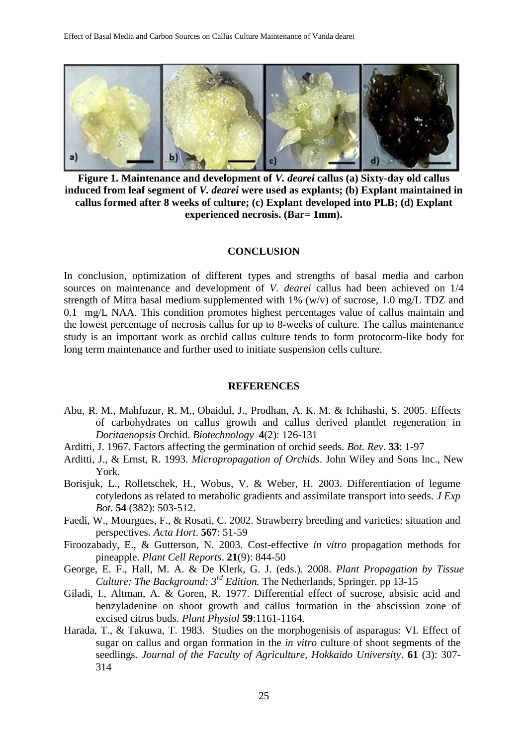**Figure 1. Maintenance and development of *V. dearei* callus (a) Sixty-day old callus induced from leaf segment of *V. dearei* were used as explants; (b) Explant maintained in callus formed after 8 weeks of culture; (c) Explant developed into PLB; (d) Explant experienced necrosis. (Bar= 1mm).**

## CONCLUSION

In conclusion, optimization of different types and strengths of basal media and carbon sources on maintenance and development of *V. dearei* callus had been achieved on 1/4 strength of Mitra basal medium supplemented with 1% (w/v) of sucrose, 1.0 mg/L TDZ and 0.1 mg/L NAA. This condition promotes highest percentages value of callus maintain and the lowest percentage of necrosis callus for up to 8-weeks of culture. The callus maintenance study is an important work as orchid callus culture tends to form protocorm-like body for long term maintenance and further used to initiate suspension cells culture.

## REFERENCES

Abu, R. M., Mahfuzur, R. M., Obaidul, J., Prodhan, A. K. M. & Ichihashi, S. 2005. Effects of carbohydrates on callus growth and callus derived plantlet regeneration in *Doritaenopsis* Orchid. *Biotechnology* **4**(2): 126-131

Arditti, J. 1967. Factors affecting the germination of orchid seeds. *Bot. Rev*. **33**: 1-97

Arditti, J., & Ernst, R. 1993. *Micropropagation of Orchids*. John Wiley and Sons Inc., New York.

Borisjuk, L., Rolletschek, H., Wobus, V. & Weber, H. 2003. Differentiation of legume cotyledons as related to metabolic gradients and assimilate transport into seeds. *J Exp Bot*. **54** (382): 503-512.

Faedi, W., Mourgues, F., & Rosati, C. 2002. Strawberry breeding and varieties: situation and perspectives. *Acta Hort*. **567**: 51-59

Firoozabady, E., & Gutterson, N. 2003. Cost-effective *in vitro* propagation methods for pineapple. *Plant Cell Reports*. **21**(9): 844-50

George, E. F., Hall, M. A. & De Klerk, G. J. (eds.). 2008. *Plant Propagation by Tissue Culture: The Background: 3rd Edition.* The Netherlands, Springer. pp 13-15

Giladi, I., Altman, A. & Goren, R. 1977. Differential effect of sucrose, absisic acid and benzyladenine on shoot growth and callus formation in the abscission zone of excised citrus buds. *Plant Physiol* **59**:1161-1164.

Harada, T., & Takuwa, T. 1983. Studies on the morphogenisis of asparagus: VI. Effect of sugar on callus and organ formation in the *in vitro* culture of shoot segments of the seedlings. *Journal of the Faculty of Agriculture, Hokkaido University*. **61** (3): 307-314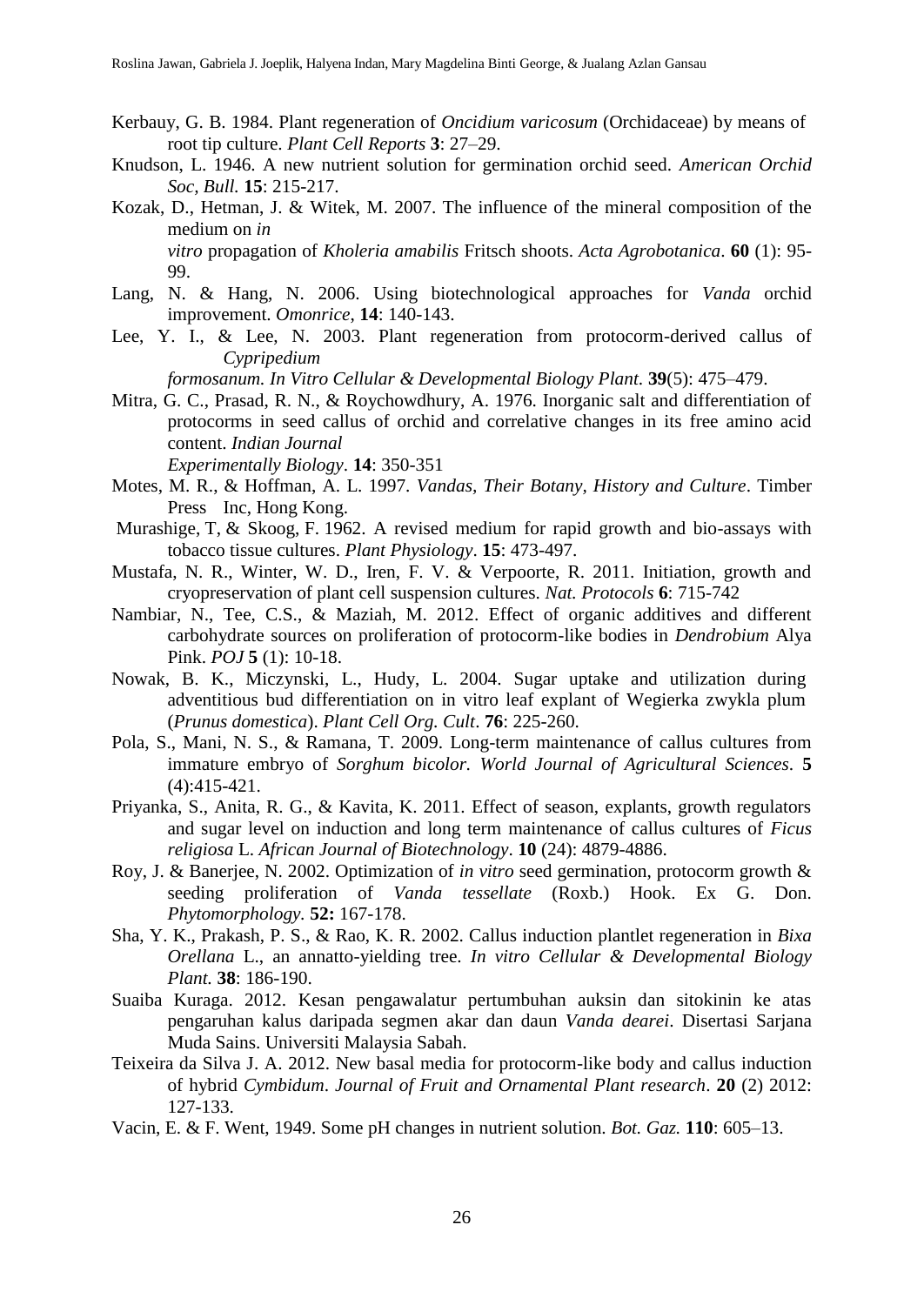Kerbauy, G. B. 1984. Plant regeneration of *Oncidium varicosum* (Orchidaceae) by means of root tip culture. *Plant Cell Reports* **3**: 27–29.

Knudson, L. 1946. A new nutrient solution for germination orchid seed. *American Orchid Soc, Bull.* **15**: 215-217.

Kozak, D., Hetman, J. & Witek, M. 2007. The influence of the mineral composition of the medium on *in vitro* propagation of *Kholeria amabilis* Fritsch shoots. *Acta Agrobotanica*. **60** (1): 95-99.

Lang, N. & Hang, N. 2006. Using biotechnological approaches for *Vanda* orchid improvement. *Omonrice*, **14**: 140-143.

Lee, Y. I., & Lee, N. 2003. Plant regeneration from protocorm-derived callus of *Cypripedium formosanum. In Vitro Cellular & Developmental Biology Plant*. **39**(5): 475–479.

Mitra, G. C., Prasad, R. N., & Roychowdhury, A. 1976. Inorganic salt and differentiation of protocorms in seed callus of orchid and correlative changes in its free amino acid content. *Indian Journal Experimentally Biology*. **14**: 350-351

Motes, M. R., & Hoffman, A. L. 1997. *Vandas, Their Botany, History and Culture*. Timber Press Inc, Hong Kong.

Murashige, T, & Skoog, F. 1962. A revised medium for rapid growth and bio-assays with tobacco tissue cultures. *Plant Physiology*. **15**: 473-497.

Mustafa, N. R., Winter, W. D., Iren, F. V. & Verpoorte, R. 2011. Initiation, growth and cryopreservation of plant cell suspension cultures. *Nat. Protocols* **6**: 715-742

Nambiar, N., Tee, C.S., & Maziah, M. 2012. Effect of organic additives and different carbohydrate sources on proliferation of protocorm-like bodies in *Dendrobium* Alya Pink. *POJ* **5** (1): 10-18.

Nowak, B. K., Miczynski, L., Hudy, L. 2004. Sugar uptake and utilization during adventitious bud differentiation on in vitro leaf explant of Wegierka zwykla plum (*Prunus domestica*). *Plant Cell Org. Cult*. **76**: 225-260.

Pola, S., Mani, N. S., & Ramana, T. 2009. Long-term maintenance of callus cultures from immature embryo of *Sorghum bicolor. World Journal of Agricultural Sciences*. **5** (4):415-421.

Priyanka, S., Anita, R. G., & Kavita, K. 2011. Effect of season, explants, growth regulators and sugar level on induction and long term maintenance of callus cultures of *Ficus religiosa* L. *African Journal of Biotechnology*. **10** (24): 4879-4886.

Roy, J. & Banerjee, N. 2002. Optimization of *in vitro* seed germination, protocorm growth & seeding proliferation of *Vanda tessellate* (Roxb.) Hook. Ex G. Don. *Phytomorphology.* **52:** 167-178.

Sha, Y. K., Prakash, P. S., & Rao, K. R. 2002. Callus induction plantlet regeneration in *Bixa Orellana* L., an annatto-yielding tree. *In vitro Cellular & Developmental Biology Plant.* **38**: 186-190.

Suaiba Kuraga. 2012. Kesan pengawalatur pertumbuhan auksin dan sitokinin ke atas pengaruhan kalus daripada segmen akar dan daun *Vanda dearei*. Disertasi Sarjana Muda Sains. Universiti Malaysia Sabah.

Teixeira da Silva J. A. 2012. New basal media for protocorm-like body and callus induction of hybrid *Cymbidum*. *Journal of Fruit and Ornamental Plant research*. **20** (2) 2012: 127-133.

Vacin, E. & F. Went, 1949. Some pH changes in nutrient solution. *Bot. Gaz.* **110**: 605–13.